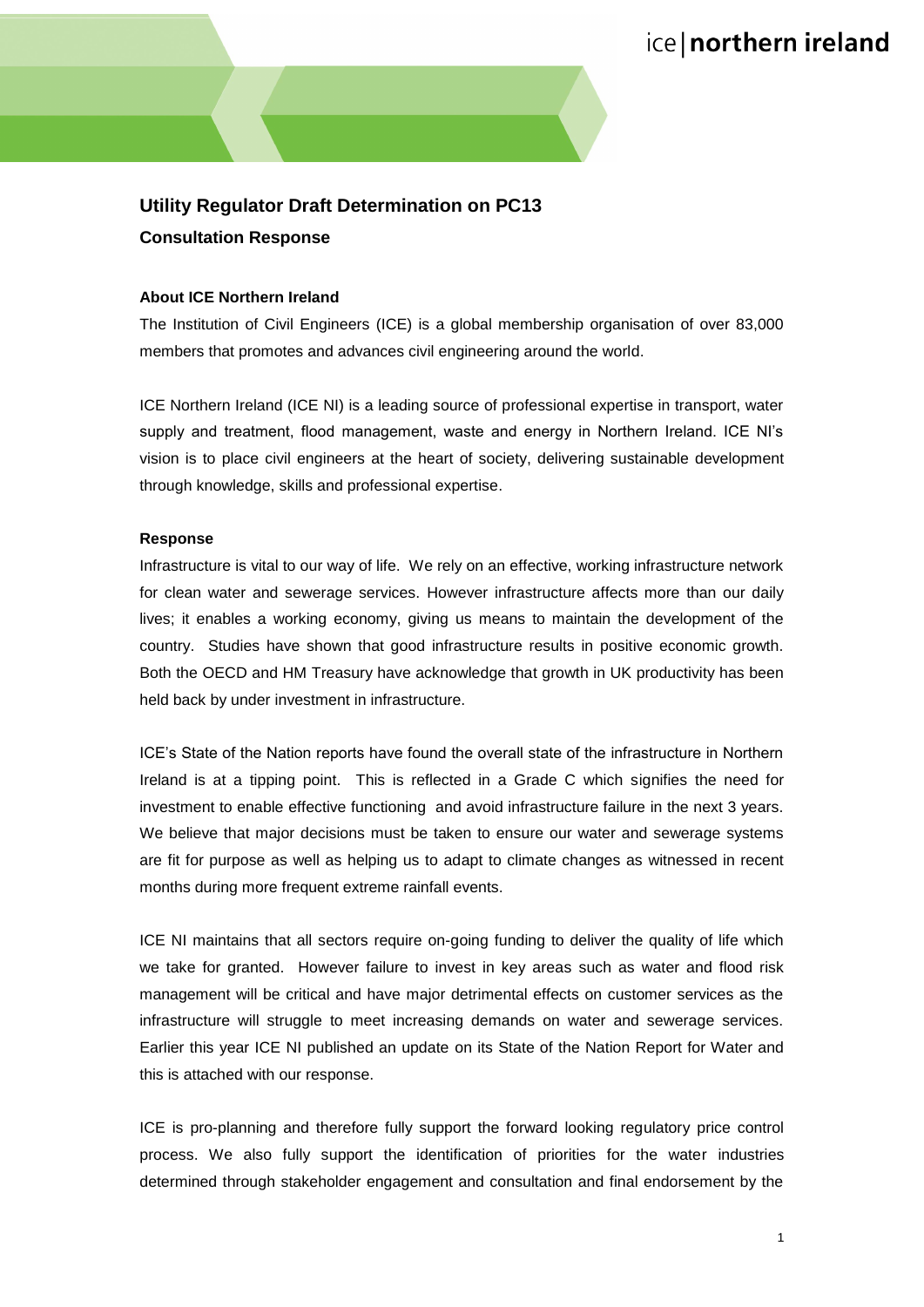## Utility Regulator Draft Determination on PC13

### Consultation Response

**About ICE Northern Ireland**

The Institution of Civil Engineers (ICE) is a global membership organisation of over 83,000 members that promotes and advances civil engineering around the world.

ICE Northern Ireland (ICE NI) is a leading source of professional expertise in transport, water supply and treatment, flood management, waste and energy in Northern Ireland. ICE NI's vision is to place civil engineers at the heart of society, delivering sustainable development through knowledge, skills and professional expertise.

**Response**

Infrastructure is vital to our way of life. We rely on an effective, working infrastructure network for clean water and sewerage services. However infrastructure affects more than our daily lives; it enables a working economy, giving us means to maintain the development of the country. Studies have shown that good infrastructure results in positive economic growth. Both the OECD and HM Treasury have acknowledge that growth in UK productivity has been held back by under investment in infrastructure.

ICE's State of the Nation reports have found the overall state of the infrastructure in Northern Ireland is at a tipping point. This is reflected in a Grade C which signifies the need for investment to enable effective functioning and avoid infrastructure failure in the next 3 years. We believe that major decisions must be taken to ensure our water and sewerage systems are fit for purpose as well as helping us to adapt to climate changes as witnessed in recent months during more frequent extreme rainfall events.

ICE NI maintains that all sectors require on-going funding to deliver the quality of life which we take for granted. However failure to invest in key areas such as water and flood risk management will be critical and have major detrimental effects on customer services as the infrastructure will struggle to meet increasing demands on water and sewerage services. Earlier this year ICE NI published an update on its State of the Nation Report for Water and this is attached with our response.

ICE is pro-planning and therefore fully support the forward looking regulatory price control process. We also fully support the identification of priorities for the water industries determined through stakeholder engagement and consultation and final endorsement by the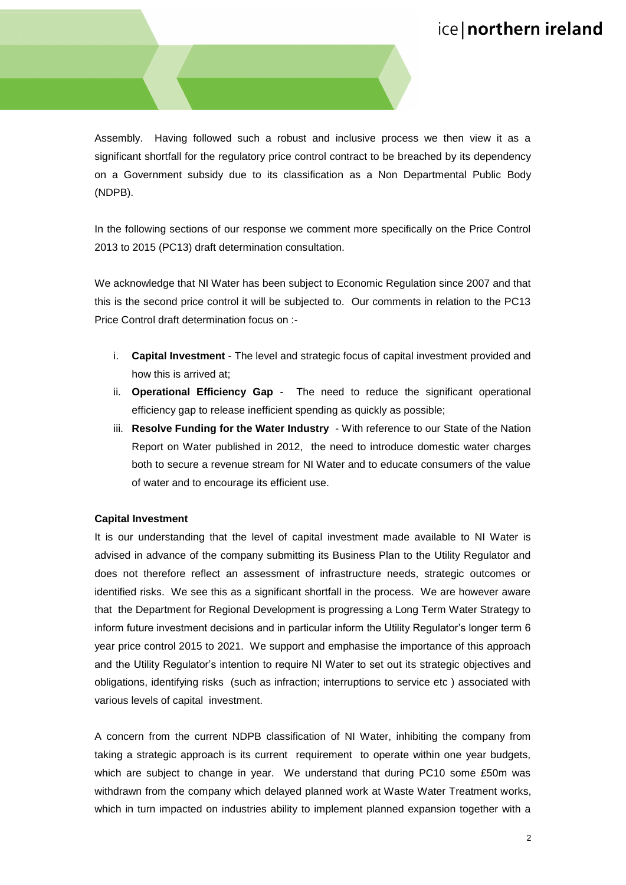Assembly. Having followed such a robust and inclusive process we then view it as a significant shortfall for the regulatory price control contract to be breached by its dependency on a Government subsidy due to its classification as a Non Departmental Public Body (NDPB).

In the following sections of our response we comment more specifically on the Price Control 2013 to 2015 (PC13) draft determination consultation.

We acknowledge that NI Water has been subject to Economic Regulation since 2007 and that this is the second price control it will be subjected to. Our comments in relation to the PC13 Price Control draft determination focus on :-

i. **Capital Investment** - The level and strategic focus of capital investment provided and how this is arrived at;
ii. **Operational Efficiency Gap** - The need to reduce the significant operational efficiency gap to release inefficient spending as quickly as possible;
iii. **Resolve Funding for the Water Industry** - With reference to our State of the Nation Report on Water published in 2012, the need to introduce domestic water charges both to secure a revenue stream for NI Water and to educate consumers of the value of water and to encourage its efficient use.

**Capital Investment**

It is our understanding that the level of capital investment made available to NI Water is advised in advance of the company submitting its Business Plan to the Utility Regulator and does not therefore reflect an assessment of infrastructure needs, strategic outcomes or identified risks. We see this as a significant shortfall in the process. We are however aware that the Department for Regional Development is progressing a Long Term Water Strategy to inform future investment decisions and in particular inform the Utility Regulator's longer term 6 year price control 2015 to 2021. We support and emphasise the importance of this approach and the Utility Regulator's intention to require NI Water to set out its strategic objectives and obligations, identifying risks (such as infraction; interruptions to service etc ) associated with various levels of capital investment.

A concern from the current NDPB classification of NI Water, inhibiting the company from taking a strategic approach is its current requirement to operate within one year budgets, which are subject to change in year. We understand that during PC10 some £50m was withdrawn from the company which delayed planned work at Waste Water Treatment works, which in turn impacted on industries ability to implement planned expansion together with a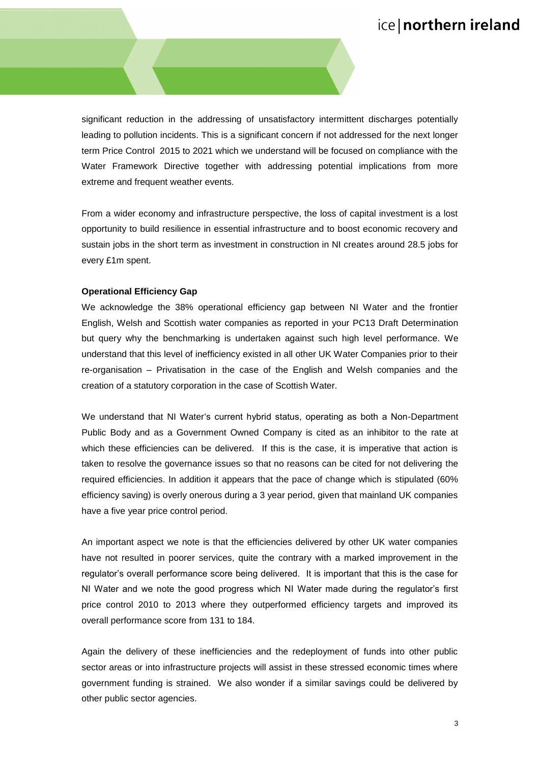significant reduction in the addressing of unsatisfactory intermittent discharges potentially leading to pollution incidents. This is a significant concern if not addressed for the next longer term Price Control 2015 to 2021 which we understand will be focused on compliance with the Water Framework Directive together with addressing potential implications from more extreme and frequent weather events.

From a wider economy and infrastructure perspective, the loss of capital investment is a lost opportunity to build resilience in essential infrastructure and to boost economic recovery and sustain jobs in the short term as investment in construction in NI creates around 28.5 jobs for every £1m spent.

**Operational Efficiency Gap**

We acknowledge the 38% operational efficiency gap between NI Water and the frontier English, Welsh and Scottish water companies as reported in your PC13 Draft Determination but query why the benchmarking is undertaken against such high level performance. We understand that this level of inefficiency existed in all other UK Water Companies prior to their re-organisation – Privatisation in the case of the English and Welsh companies and the creation of a statutory corporation in the case of Scottish Water.

We understand that NI Water's current hybrid status, operating as both a Non-Department Public Body and as a Government Owned Company is cited as an inhibitor to the rate at which these efficiencies can be delivered. If this is the case, it is imperative that action is taken to resolve the governance issues so that no reasons can be cited for not delivering the required efficiencies. In addition it appears that the pace of change which is stipulated (60% efficiency saving) is overly onerous during a 3 year period, given that mainland UK companies have a five year price control period.

An important aspect we note is that the efficiencies delivered by other UK water companies have not resulted in poorer services, quite the contrary with a marked improvement in the regulator's overall performance score being delivered. It is important that this is the case for NI Water and we note the good progress which NI Water made during the regulator's first price control 2010 to 2013 where they outperformed efficiency targets and improved its overall performance score from 131 to 184.

Again the delivery of these inefficiencies and the redeployment of funds into other public sector areas or into infrastructure projects will assist in these stressed economic times where government funding is strained. We also wonder if a similar savings could be delivered by other public sector agencies.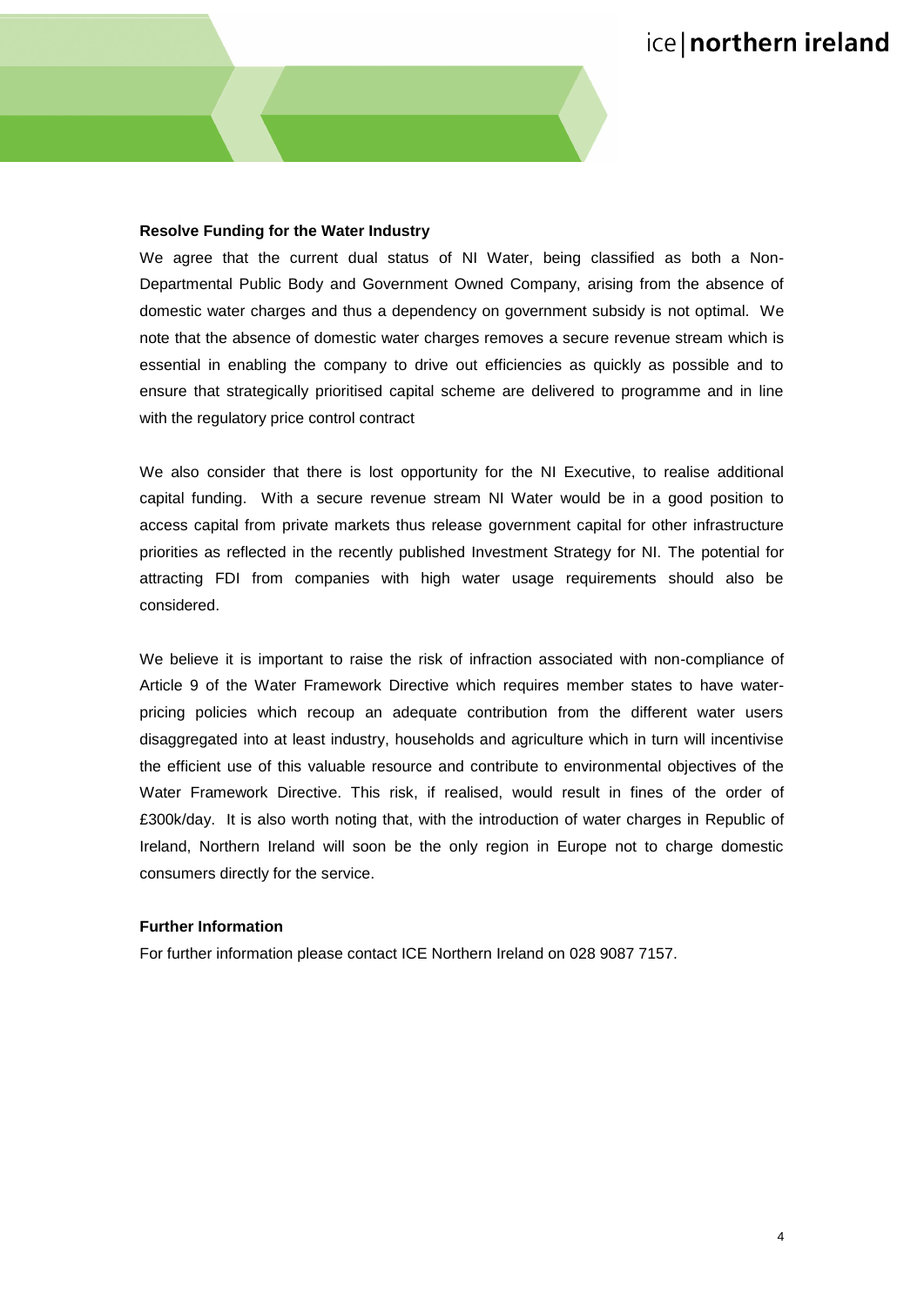### Resolve Funding for the Water Industry

We agree that the current dual status of NI Water, being classified as both a Non-Departmental Public Body and Government Owned Company, arising from the absence of domestic water charges and thus a dependency on government subsidy is not optimal. We note that the absence of domestic water charges removes a secure revenue stream which is essential in enabling the company to drive out efficiencies as quickly as possible and to ensure that strategically prioritised capital scheme are delivered to programme and in line with the regulatory price control contract

We also consider that there is lost opportunity for the NI Executive, to realise additional capital funding. With a secure revenue stream NI Water would be in a good position to access capital from private markets thus release government capital for other infrastructure priorities as reflected in the recently published Investment Strategy for NI. The potential for attracting FDI from companies with high water usage requirements should also be considered.

We believe it is important to raise the risk of infraction associated with non-compliance of Article 9 of the Water Framework Directive which requires member states to have water-pricing policies which recoup an adequate contribution from the different water users disaggregated into at least industry, households and agriculture which in turn will incentivise the efficient use of this valuable resource and contribute to environmental objectives of the Water Framework Directive. This risk, if realised, would result in fines of the order of £300k/day. It is also worth noting that, with the introduction of water charges in Republic of Ireland, Northern Ireland will soon be the only region in Europe not to charge domestic consumers directly for the service.

### Further Information

For further information please contact ICE Northern Ireland on 028 9087 7157.